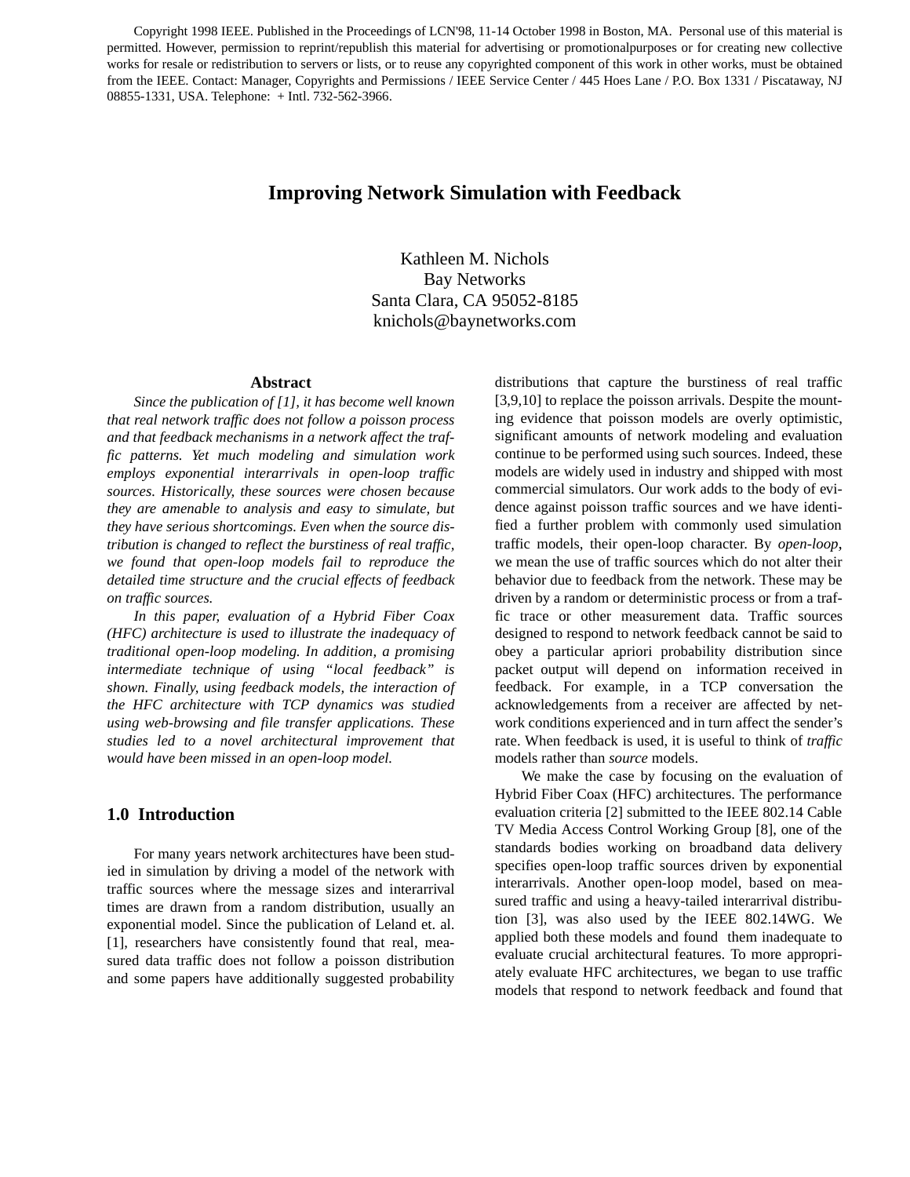Copyright 1998 IEEE. Published in the Proceedings of LCN'98, 11-14 October 1998 in Boston, MA. Personal use of this material is permitted. However, permission to reprint/republish this material for advertising or promotionalpurposes or for creating new collective works for resale or redistribution to servers or lists, or to reuse any copyrighted component of this work in other works, must be obtained from the IEEE. Contact: Manager, Copyrights and Permissions / IEEE Service Center / 445 Hoes Lane / P.O. Box 1331 / Piscataway, NJ 08855-1331, USA. Telephone: + Intl. 732-562-3966.

# Improving Network Simulation with Feedback

Kathleen M. Nichols
Bay Networks
Santa Clara, CA 95052-8185
knichols@baynetworks.com

### Abstract

*Since the publication of [1], it has become well known that real network traffic does not follow a poisson process and that feedback mechanisms in a network affect the traffic patterns. Yet much modeling and simulation work employs exponential interarrivals in open-loop traffic sources. Historically, these sources were chosen because they are amenable to analysis and easy to simulate, but they have serious shortcomings. Even when the source distribution is changed to reflect the burstiness of real traffic, we found that open-loop models fail to reproduce the detailed time structure and the crucial effects of feedback on traffic sources.*

*In this paper, evaluation of a Hybrid Fiber Coax (HFC) architecture is used to illustrate the inadequacy of traditional open-loop modeling. In addition, a promising intermediate technique of using "local feedback" is shown. Finally, using feedback models, the interaction of the HFC architecture with TCP dynamics was studied using web-browsing and file transfer applications. These studies led to a novel architectural improvement that would have been missed in an open-loop model.*

## 1.0 Introduction

For many years network architectures have been studied in simulation by driving a model of the network with traffic sources where the message sizes and interarrival times are drawn from a random distribution, usually an exponential model. Since the publication of Leland et. al. [1], researchers have consistently found that real, measured data traffic does not follow a poisson distribution and some papers have additionally suggested probability distributions that capture the burstiness of real traffic [3,9,10] to replace the poisson arrivals. Despite the mounting evidence that poisson models are overly optimistic, significant amounts of network modeling and evaluation continue to be performed using such sources. Indeed, these models are widely used in industry and shipped with most commercial simulators. Our work adds to the body of evidence against poisson traffic sources and we have identified a further problem with commonly used simulation traffic models, their open-loop character. By *open-loop*, we mean the use of traffic sources which do not alter their behavior due to feedback from the network. These may be driven by a random or deterministic process or from a traffic trace or other measurement data. Traffic sources designed to respond to network feedback cannot be said to obey a particular apriori probability distribution since packet output will depend on information received in feedback. For example, in a TCP conversation the acknowledgements from a receiver are affected by network conditions experienced and in turn affect the sender's rate. When feedback is used, it is useful to think of *traffic* models rather than *source* models.

We make the case by focusing on the evaluation of Hybrid Fiber Coax (HFC) architectures. The performance evaluation criteria [2] submitted to the IEEE 802.14 Cable TV Media Access Control Working Group [8], one of the standards bodies working on broadband data delivery specifies open-loop traffic sources driven by exponential interarrivals. Another open-loop model, based on measured traffic and using a heavy-tailed interarrival distribution [3], was also used by the IEEE 802.14WG. We applied both these models and found them inadequate to evaluate crucial architectural features. To more appropriately evaluate HFC architectures, we began to use traffic models that respond to network feedback and found that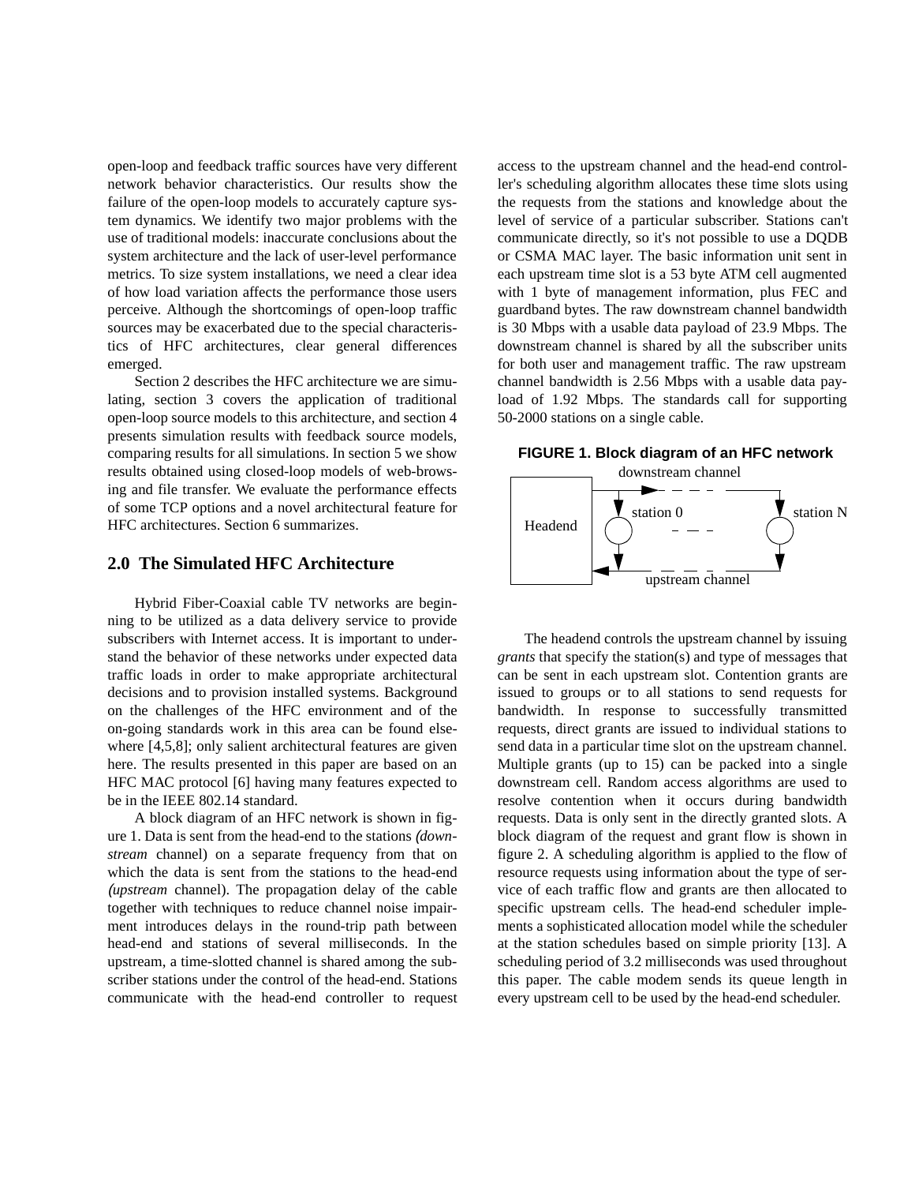open-loop and feedback traffic sources have very different network behavior characteristics. Our results show the failure of the open-loop models to accurately capture system dynamics. We identify two major problems with the use of traditional models: inaccurate conclusions about the system architecture and the lack of user-level performance metrics. To size system installations, we need a clear idea of how load variation affects the performance those users perceive. Although the shortcomings of open-loop traffic sources may be exacerbated due to the special characteristics of HFC architectures, clear general differences emerged.

Section 2 describes the HFC architecture we are simulating, section 3 covers the application of traditional open-loop source models to this architecture, and section 4 presents simulation results with feedback source models, comparing results for all simulations. In section 5 we show results obtained using closed-loop models of web-browsing and file transfer. We evaluate the performance effects of some TCP options and a novel architectural feature for HFC architectures. Section 6 summarizes.

## 2.0 The Simulated HFC Architecture

Hybrid Fiber-Coaxial cable TV networks are beginning to be utilized as a data delivery service to provide subscribers with Internet access. It is important to understand the behavior of these networks under expected data traffic loads in order to make appropriate architectural decisions and to provision installed systems. Background on the challenges of the HFC environment and of the on-going standards work in this area can be found elsewhere [4,5,8]; only salient architectural features are given here. The results presented in this paper are based on an HFC MAC protocol [6] having many features expected to be in the IEEE 802.14 standard.

A block diagram of an HFC network is shown in figure 1. Data is sent from the head-end to the stations *(downstream* channel) on a separate frequency from that on which the data is sent from the stations to the head-end *(upstream* channel). The propagation delay of the cable together with techniques to reduce channel noise impairment introduces delays in the round-trip path between head-end and stations of several milliseconds. In the upstream, a time-slotted channel is shared among the subscriber stations under the control of the head-end. Stations communicate with the head-end controller to request access to the upstream channel and the head-end controller's scheduling algorithm allocates these time slots using the requests from the stations and knowledge about the level of service of a particular subscriber. Stations can't communicate directly, so it's not possible to use a DQDB or CSMA MAC layer. The basic information unit sent in each upstream time slot is a 53 byte ATM cell augmented with 1 byte of management information, plus FEC and guardband bytes. The raw downstream channel bandwidth is 30 Mbps with a usable data payload of 23.9 Mbps. The downstream channel is shared by all the subscriber units for both user and management traffic. The raw upstream channel bandwidth is 2.56 Mbps with a usable data payload of 1.92 Mbps. The standards call for supporting 50-2000 stations on a single cable.

**FIGURE 1. Block diagram of an HFC network**

The headend controls the upstream channel by issuing *grants* that specify the station(s) and type of messages that can be sent in each upstream slot. Contention grants are issued to groups or to all stations to send requests for bandwidth. In response to successfully transmitted requests, direct grants are issued to individual stations to send data in a particular time slot on the upstream channel. Multiple grants (up to 15) can be packed into a single downstream cell. Random access algorithms are used to resolve contention when it occurs during bandwidth requests. Data is only sent in the directly granted slots. A block diagram of the request and grant flow is shown in figure 2. A scheduling algorithm is applied to the flow of resource requests using information about the type of service of each traffic flow and grants are then allocated to specific upstream cells. The head-end scheduler implements a sophisticated allocation model while the scheduler at the station schedules based on simple priority [13]. A scheduling period of 3.2 milliseconds was used throughout this paper. The cable modem sends its queue length in every upstream cell to be used by the head-end scheduler.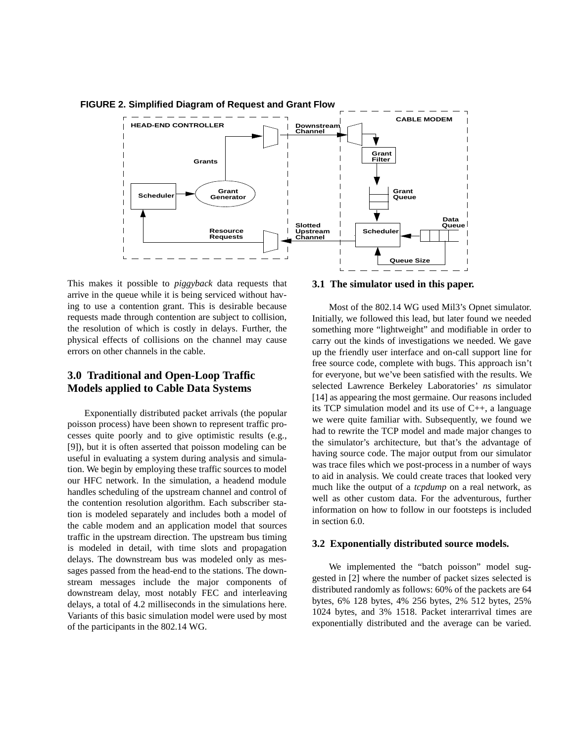**FIGURE 2. Simplified Diagram of Request and Grant Flow**

This makes it possible to *piggyback* data requests that arrive in the queue while it is being serviced without having to use a contention grant. This is desirable because requests made through contention are subject to collision, the resolution of which is costly in delays. Further, the physical effects of collisions on the channel may cause errors on other channels in the cable.

## 3.0 Traditional and Open-Loop Traffic Models applied to Cable Data Systems

Exponentially distributed packet arrivals (the popular poisson process) have been shown to represent traffic processes quite poorly and to give optimistic results (e.g., [9]), but it is often asserted that poisson modeling can be useful in evaluating a system during analysis and simulation. We begin by employing these traffic sources to model our HFC network. In the simulation, a headend module handles scheduling of the upstream channel and control of the contention resolution algorithm. Each subscriber station is modeled separately and includes both a model of the cable modem and an application model that sources traffic in the upstream direction. The upstream bus timing is modeled in detail, with time slots and propagation delays. The downstream bus was modeled only as messages passed from the head-end to the stations. The downstream messages include the major components of downstream delay, most notably FEC and interleaving delays, a total of 4.2 milliseconds in the simulations here. Variants of this basic simulation model were used by most of the participants in the 802.14 WG.

### 3.1 The simulator used in this paper.

Most of the 802.14 WG used Mil3's Opnet simulator. Initially, we followed this lead, but later found we needed something more "lightweight" and modifiable in order to carry out the kinds of investigations we needed. We gave up the friendly user interface and on-call support line for free source code, complete with bugs. This approach isn't for everyone, but we've been satisfied with the results. We selected Lawrence Berkeley Laboratories' *ns* simulator [14] as appearing the most germaine. Our reasons included its TCP simulation model and its use of C++, a language we were quite familiar with. Subsequently, we found we had to rewrite the TCP model and made major changes to the simulator's architecture, but that's the advantage of having source code. The major output from our simulator was trace files which we post-process in a number of ways to aid in analysis. We could create traces that looked very much like the output of a *tcpdump* on a real network, as well as other custom data. For the adventurous, further information on how to follow in our footsteps is included in section 6.0.

### 3.2 Exponentially distributed source models.

We implemented the "batch poisson" model suggested in [2] where the number of packet sizes selected is distributed randomly as follows: 60% of the packets are 64 bytes, 6% 128 bytes, 4% 256 bytes, 2% 512 bytes, 25% 1024 bytes, and 3% 1518. Packet interarrival times are exponentially distributed and the average can be varied.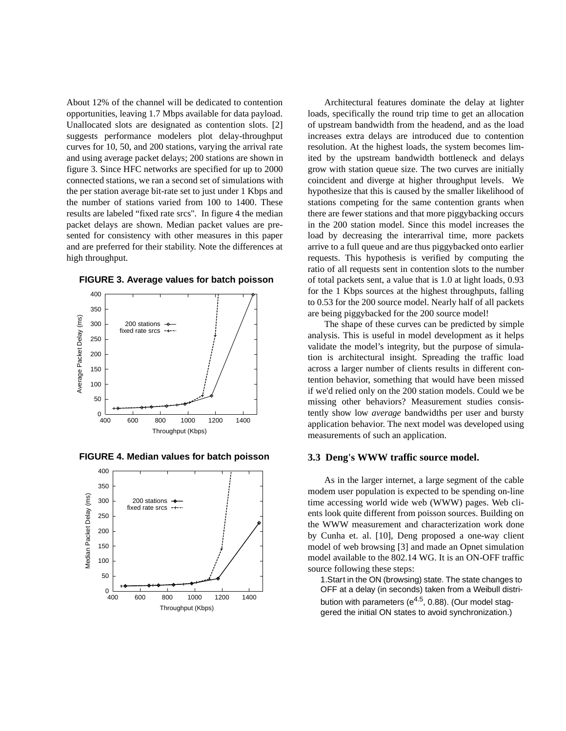About 12% of the channel will be dedicated to contention opportunities, leaving 1.7 Mbps available for data payload. Unallocated slots are designated as contention slots. [2] suggests performance modelers plot delay-throughput curves for 10, 50, and 200 stations, varying the arrival rate and using average packet delays; 200 stations are shown in figure 3. Since HFC networks are specified for up to 2000 connected stations, we ran a second set of simulations with the per station average bit-rate set to just under 1 Kbps and the number of stations varied from 100 to 1400. These results are labeled "fixed rate srcs". In figure 4 the median packet delays are shown. Median packet values are presented for consistency with other measures in this paper and are preferred for their stability. Note the differences at high throughput.

**FIGURE 3. Average values for batch poisson**

**FIGURE 4. Median values for batch poisson**

Architectural features dominate the delay at lighter loads, specifically the round trip time to get an allocation of upstream bandwidth from the headend, and as the load increases extra delays are introduced due to contention resolution. At the highest loads, the system becomes limited by the upstream bandwidth bottleneck and delays grow with station queue size. The two curves are initially coincident and diverge at higher throughput levels. We hypothesize that this is caused by the smaller likelihood of stations competing for the same contention grants when there are fewer stations and that more piggybacking occurs in the 200 station model. Since this model increases the load by decreasing the interarrival time, more packets arrive to a full queue and are thus piggybacked onto earlier requests. This hypothesis is verified by computing the ratio of all requests sent in contention slots to the number of total packets sent, a value that is 1.0 at light loads, 0.93 for the 1 Kbps sources at the highest throughputs, falling to 0.53 for the 200 source model. Nearly half of all packets are being piggybacked for the 200 source model!

The shape of these curves can be predicted by simple analysis. This is useful in model development as it helps validate the model's integrity, but the purpose of simulation is architectural insight. Spreading the traffic load across a larger number of clients results in different contention behavior, something that would have been missed if we'd relied only on the 200 station models. Could we be missing other behaviors? Measurement studies consistently show low *average* bandwidths per user and bursty application behavior. The next model was developed using measurements of such an application.

### 3.3 Deng's WWW traffic source model.

As in the larger internet, a large segment of the cable modem user population is expected to be spending on-line time accessing world wide web (WWW) pages. Web clients look quite different from poisson sources. Building on the WWW measurement and characterization work done by Cunha et. al. [10], Deng proposed a one-way client model of web browsing [3] and made an Opnet simulation model available to the 802.14 WG. It is an ON-OFF traffic source following these steps:

1. Start in the ON (browsing) state. The state changes to OFF at a delay (in seconds) taken from a Weibull distribution with parameters ($e^{4.5}$, 0.88). (Our model staggered the initial ON states to avoid synchronization.)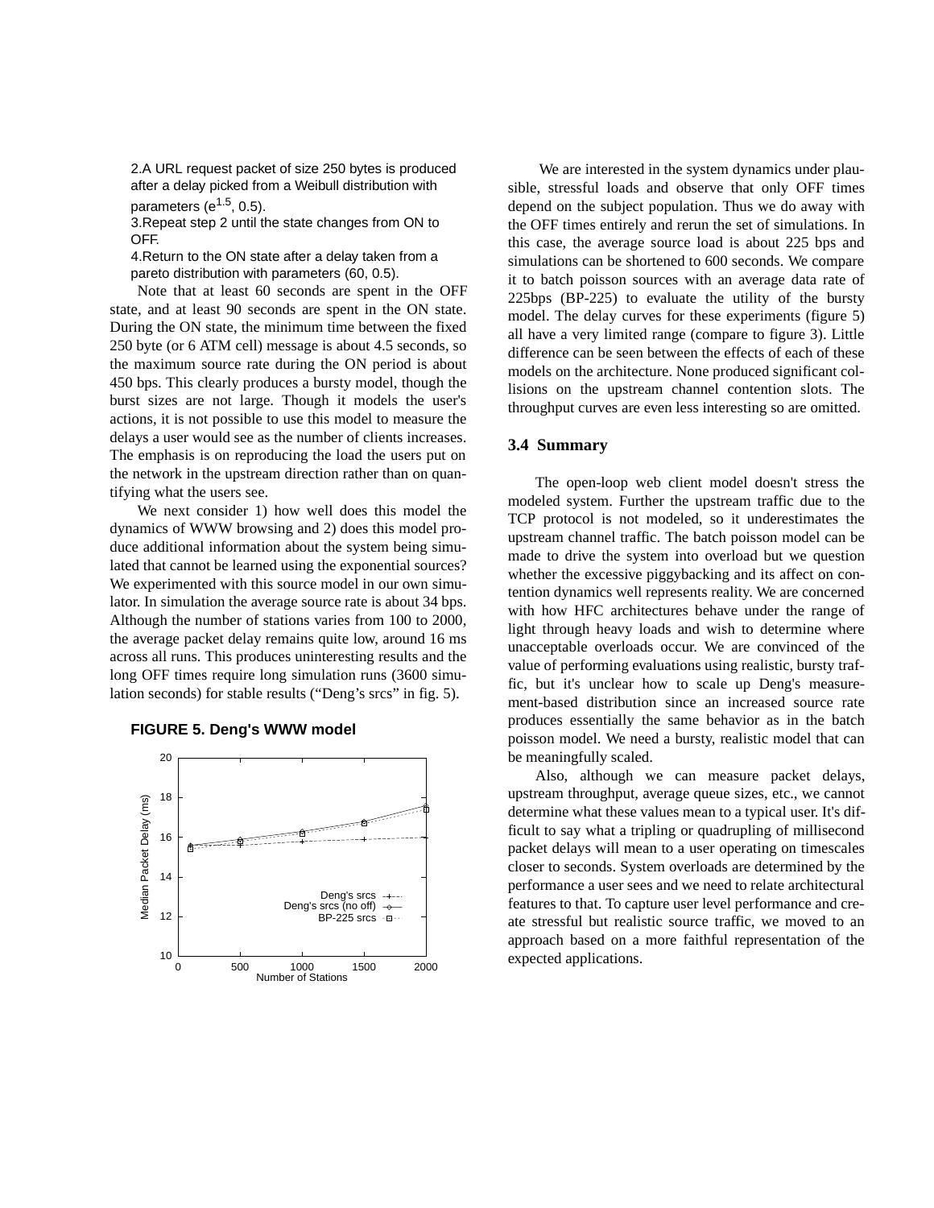2.A URL request packet of size 250 bytes is produced after a delay picked from a Weibull distribution with parameters ($e^{1.5}$, 0.5).

3.Repeat step 2 until the state changes from ON to OFF.

4.Return to the ON state after a delay taken from a pareto distribution with parameters (60, 0.5).

Note that at least 60 seconds are spent in the OFF state, and at least 90 seconds are spent in the ON state. During the ON state, the minimum time between the fixed 250 byte (or 6 ATM cell) message is about 4.5 seconds, so the maximum source rate during the ON period is about 450 bps. This clearly produces a bursty model, though the burst sizes are not large. Though it models the user's actions, it is not possible to use this model to measure the delays a user would see as the number of clients increases. The emphasis is on reproducing the load the users put on the network in the upstream direction rather than on quantifying what the users see.

We next consider 1) how well does this model the dynamics of WWW browsing and 2) does this model produce additional information about the system being simulated that cannot be learned using the exponential sources? We experimented with this source model in our own simulator. In simulation the average source rate is about 34 bps. Although the number of stations varies from 100 to 2000, the average packet delay remains quite low, around 16 ms across all runs. This produces uninteresting results and the long OFF times require long simulation runs (3600 simulation seconds) for stable results ("Deng's srcs" in fig. 5).

**FIGURE 5. Deng's WWW model**

We are interested in the system dynamics under plausible, stressful loads and observe that only OFF times depend on the subject population. Thus we do away with the OFF times entirely and rerun the set of simulations. In this case, the average source load is about 225 bps and simulations can be shortened to 600 seconds. We compare it to batch poisson sources with an average data rate of 225bps (BP-225) to evaluate the utility of the bursty model. The delay curves for these experiments (figure 5) all have a very limited range (compare to figure 3). Little difference can be seen between the effects of each of these models on the architecture. None produced significant collisions on the upstream channel contention slots. The throughput curves are even less interesting so are omitted.

### 3.4 Summary

The open-loop web client model doesn't stress the modeled system. Further the upstream traffic due to the TCP protocol is not modeled, so it underestimates the upstream channel traffic. The batch poisson model can be made to drive the system into overload but we question whether the excessive piggybacking and its affect on contention dynamics well represents reality. We are concerned with how HFC architectures behave under the range of light through heavy loads and wish to determine where unacceptable overloads occur. We are convinced of the value of performing evaluations using realistic, bursty traffic, but it's unclear how to scale up Deng's measurement-based distribution since an increased source rate produces essentially the same behavior as in the batch poisson model. We need a bursty, realistic model that can be meaningfully scaled.

Also, although we can measure packet delays, upstream throughput, average queue sizes, etc., we cannot determine what these values mean to a typical user. It's difficult to say what a tripling or quadrupling of millisecond packet delays will mean to a user operating on timescales closer to seconds. System overloads are determined by the performance a user sees and we need to relate architectural features to that. To capture user level performance and create stressful but realistic source traffic, we moved to an approach based on a more faithful representation of the expected applications.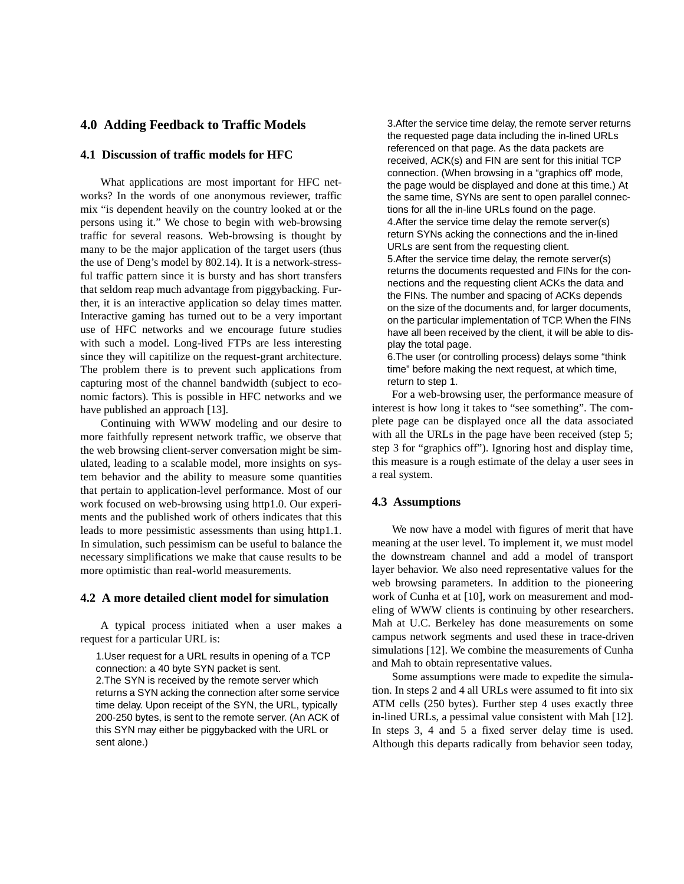## 4.0 Adding Feedback to Traffic Models

### 4.1 Discussion of traffic models for HFC

What applications are most important for HFC networks? In the words of one anonymous reviewer, traffic mix "is dependent heavily on the country looked at or the persons using it." We chose to begin with web-browsing traffic for several reasons. Web-browsing is thought by many to be the major application of the target users (thus the use of Deng's model by 802.14). It is a network-stressful traffic pattern since it is bursty and has short transfers that seldom reap much advantage from piggybacking. Further, it is an interactive application so delay times matter. Interactive gaming has turned out to be a very important use of HFC networks and we encourage future studies with such a model. Long-lived FTPs are less interesting since they will capitilize on the request-grant architecture. The problem there is to prevent such applications from capturing most of the channel bandwidth (subject to economic factors). This is possible in HFC networks and we have published an approach [13].

Continuing with WWW modeling and our desire to more faithfully represent network traffic, we observe that the web browsing client-server conversation might be simulated, leading to a scalable model, more insights on system behavior and the ability to measure some quantities that pertain to application-level performance. Most of our work focused on web-browsing using http1.0. Our experiments and the published work of others indicates that this leads to more pessimistic assessments than using http1.1. In simulation, such pessimism can be useful to balance the necessary simplifications we make that cause results to be more optimistic than real-world measurements.

### 4.2 A more detailed client model for simulation

A typical process initiated when a user makes a request for a particular URL is:

1. User request for a URL results in opening of a TCP connection: a 40 byte SYN packet is sent.
2. The SYN is received by the remote server which returns a SYN acking the connection after some service time delay. Upon receipt of the SYN, the URL, typically 200-250 bytes, is sent to the remote server. (An ACK of this SYN may either be piggybacked with the URL or sent alone.)
3. After the service time delay, the remote server returns the requested page data including the in-lined URLs referenced on that page. As the data packets are received, ACK(s) and FIN are sent for this initial TCP connection. (When browsing in a "graphics off' mode, the page would be displayed and done at this time.) At the same time, SYNs are sent to open parallel connections for all the in-line URLs found on the page.
4. After the service time delay the remote server(s) return SYNs acking the connections and the in-lined URLs are sent from the requesting client.
5. After the service time delay, the remote server(s) returns the documents requested and FINs for the connections and the requesting client ACKs the data and the FINs. The number and spacing of ACKs depends on the size of the documents and, for larger documents, on the particular implementation of TCP. When the FINs have all been received by the client, it will be able to display the total page.
6. The user (or controlling process) delays some "think time" before making the next request, at which time, return to step 1.

For a web-browsing user, the performance measure of interest is how long it takes to "see something". The complete page can be displayed once all the data associated with all the URLs in the page have been received (step 5; step 3 for "graphics off"). Ignoring host and display time, this measure is a rough estimate of the delay a user sees in a real system.

### 4.3 Assumptions

We now have a model with figures of merit that have meaning at the user level. To implement it, we must model the downstream channel and add a model of transport layer behavior. We also need representative values for the web browsing parameters. In addition to the pioneering work of Cunha et at [10], work on measurement and modeling of WWW clients is continuing by other researchers. Mah at U.C. Berkeley has done measurements on some campus network segments and used these in trace-driven simulations [12]. We combine the measurements of Cunha and Mah to obtain representative values.

Some assumptions were made to expedite the simulation. In steps 2 and 4 all URLs were assumed to fit into six ATM cells (250 bytes). Further step 4 uses exactly three in-lined URLs, a pessimal value consistent with Mah [12]. In steps 3, 4 and 5 a fixed server delay time is used. Although this departs radically from behavior seen today,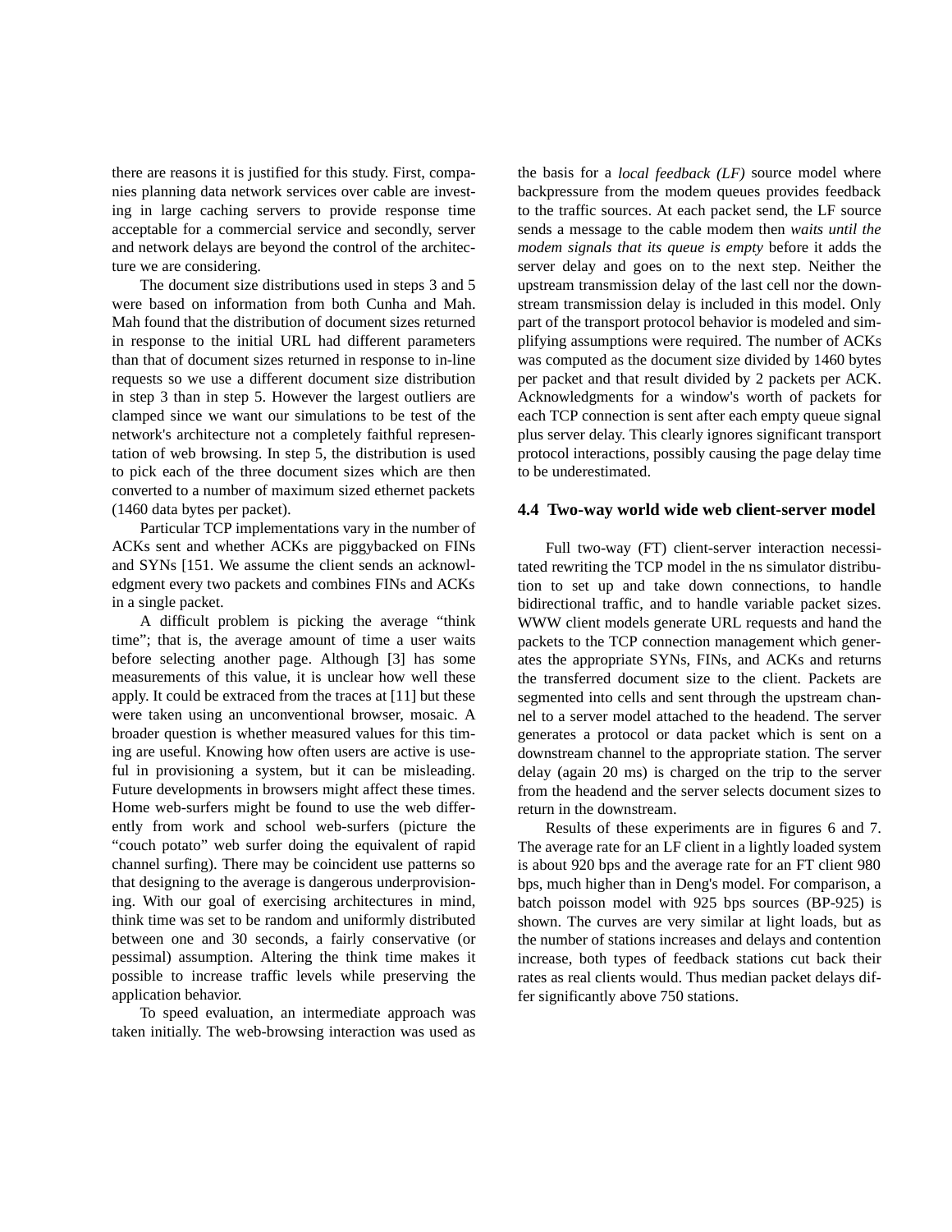there are reasons it is justified for this study. First, companies planning data network services over cable are investing in large caching servers to provide response time acceptable for a commercial service and secondly, server and network delays are beyond the control of the architecture we are considering.

The document size distributions used in steps 3 and 5 were based on information from both Cunha and Mah. Mah found that the distribution of document sizes returned in response to the initial URL had different parameters than that of document sizes returned in response to in-line requests so we use a different document size distribution in step 3 than in step 5. However the largest outliers are clamped since we want our simulations to be test of the network's architecture not a completely faithful representation of web browsing. In step 5, the distribution is used to pick each of the three document sizes which are then converted to a number of maximum sized ethernet packets (1460 data bytes per packet).

Particular TCP implementations vary in the number of ACKs sent and whether ACKs are piggybacked on FINs and SYNs [151. We assume the client sends an acknowledgment every two packets and combines FINs and ACKs in a single packet.

A difficult problem is picking the average “think time”; that is, the average amount of time a user waits before selecting another page. Although [3] has some measurements of this value, it is unclear how well these apply. It could be extraced from the traces at [11] but these were taken using an unconventional browser, mosaic. A broader question is whether measured values for this timing are useful. Knowing how often users are active is useful in provisioning a system, but it can be misleading. Future developments in browsers might affect these times. Home web-surfers might be found to use the web differently from work and school web-surfers (picture the “couch potato” web surfer doing the equivalent of rapid channel surfing). There may be coincident use patterns so that designing to the average is dangerous underprovisioning. With our goal of exercising architectures in mind, think time was set to be random and uniformly distributed between one and 30 seconds, a fairly conservative (or pessimal) assumption. Altering the think time makes it possible to increase traffic levels while preserving the application behavior.

To speed evaluation, an intermediate approach was taken initially. The web-browsing interaction was used as the basis for a *local feedback (LF)* source model where backpressure from the modem queues provides feedback to the traffic sources. At each packet send, the LF source sends a message to the cable modem then *waits until the modem signals that its queue is empty* before it adds the server delay and goes on to the next step. Neither the upstream transmission delay of the last cell nor the downstream transmission delay is included in this model. Only part of the transport protocol behavior is modeled and simplifying assumptions were required. The number of ACKs was computed as the document size divided by 1460 bytes per packet and that result divided by 2 packets per ACK. Acknowledgments for a window's worth of packets for each TCP connection is sent after each empty queue signal plus server delay. This clearly ignores significant transport protocol interactions, possibly causing the page delay time to be underestimated.

### 4.4 Two-way world wide web client-server model

Full two-way (FT) client-server interaction necessitated rewriting the TCP model in the ns simulator distribution to set up and take down connections, to handle bidirectional traffic, and to handle variable packet sizes. WWW client models generate URL requests and hand the packets to the TCP connection management which generates the appropriate SYNs, FINs, and ACKs and returns the transferred document size to the client. Packets are segmented into cells and sent through the upstream channel to a server model attached to the headend. The server generates a protocol or data packet which is sent on a downstream channel to the appropriate station. The server delay (again 20 ms) is charged on the trip to the server from the headend and the server selects document sizes to return in the downstream.

Results of these experiments are in figures 6 and 7. The average rate for an LF client in a lightly loaded system is about 920 bps and the average rate for an FT client 980 bps, much higher than in Deng's model. For comparison, a batch poisson model with 925 bps sources (BP-925) is shown. The curves are very similar at light loads, but as the number of stations increases and delays and contention increase, both types of feedback stations cut back their rates as real clients would. Thus median packet delays differ significantly above 750 stations.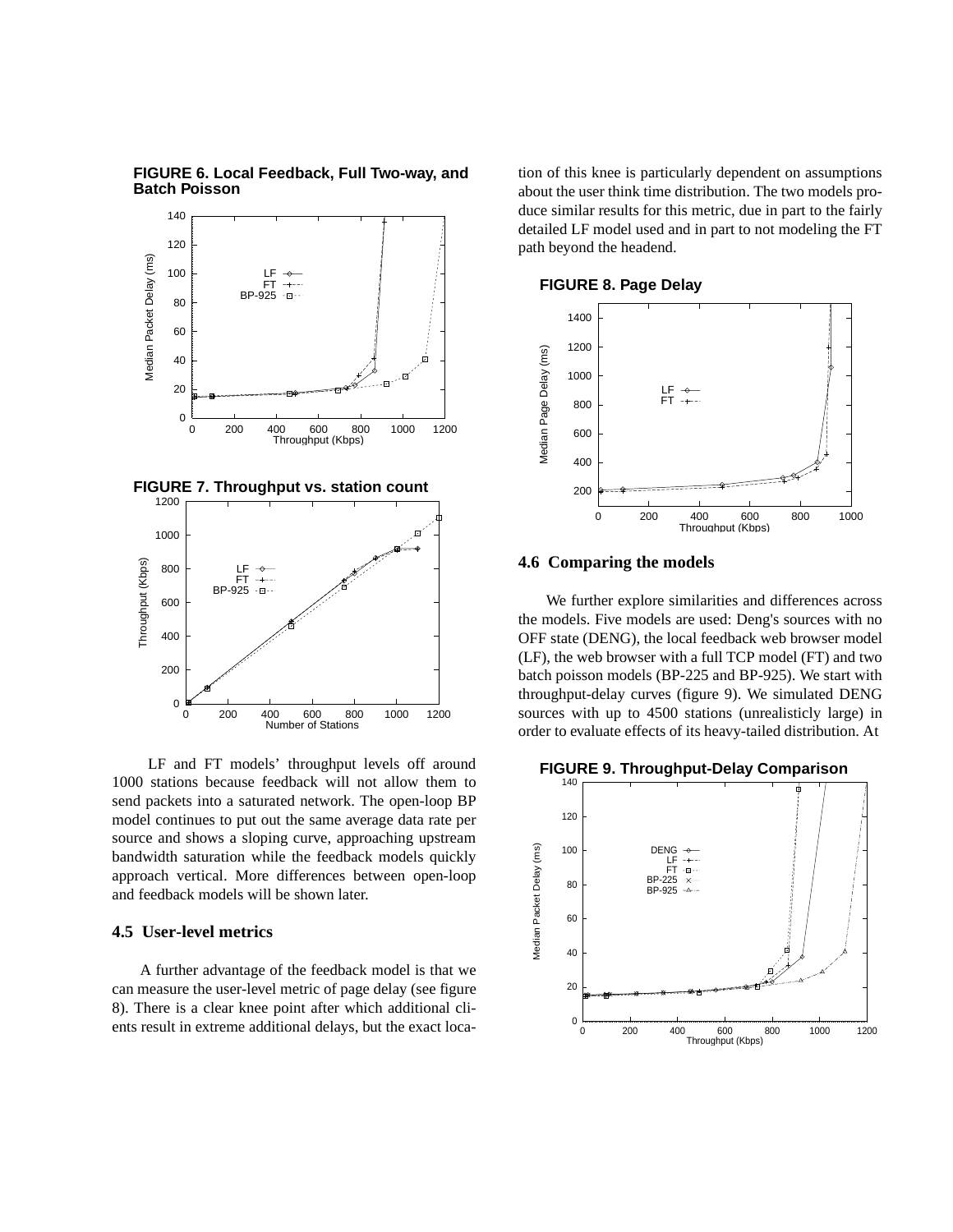**FIGURE 6. Local Feedback, Full Two-way, and Batch Poisson**

**FIGURE 7. Throughput vs. station count**

LF and FT models' throughput levels off around 1000 stations because feedback will not allow them to send packets into a saturated network. The open-loop BP model continues to put out the same average data rate per source and shows a sloping curve, approaching upstream bandwidth saturation while the feedback models quickly approach vertical. More differences between open-loop and feedback models will be shown later.

### 4.5 User-level metrics

A further advantage of the feedback model is that we can measure the user-level metric of page delay (see figure 8). There is a clear knee point after which additional clients result in extreme additional delays, but the exact location of this knee is particularly dependent on assumptions about the user think time distribution. The two models produce similar results for this metric, due in part to the fairly detailed LF model used and in part to not modeling the FT path beyond the headend.

**FIGURE 8. Page Delay**

### 4.6 Comparing the models

We further explore similarities and differences across the models. Five models are used: Deng's sources with no OFF state (DENG), the local feedback web browser model (LF), the web browser with a full TCP model (FT) and two batch poisson models (BP-225 and BP-925). We start with throughput-delay curves (figure 9). We simulated DENG sources with up to 4500 stations (unrealisticly large) in order to evaluate effects of its heavy-tailed distribution. At

**FIGURE 9. Throughput-Delay Comparison**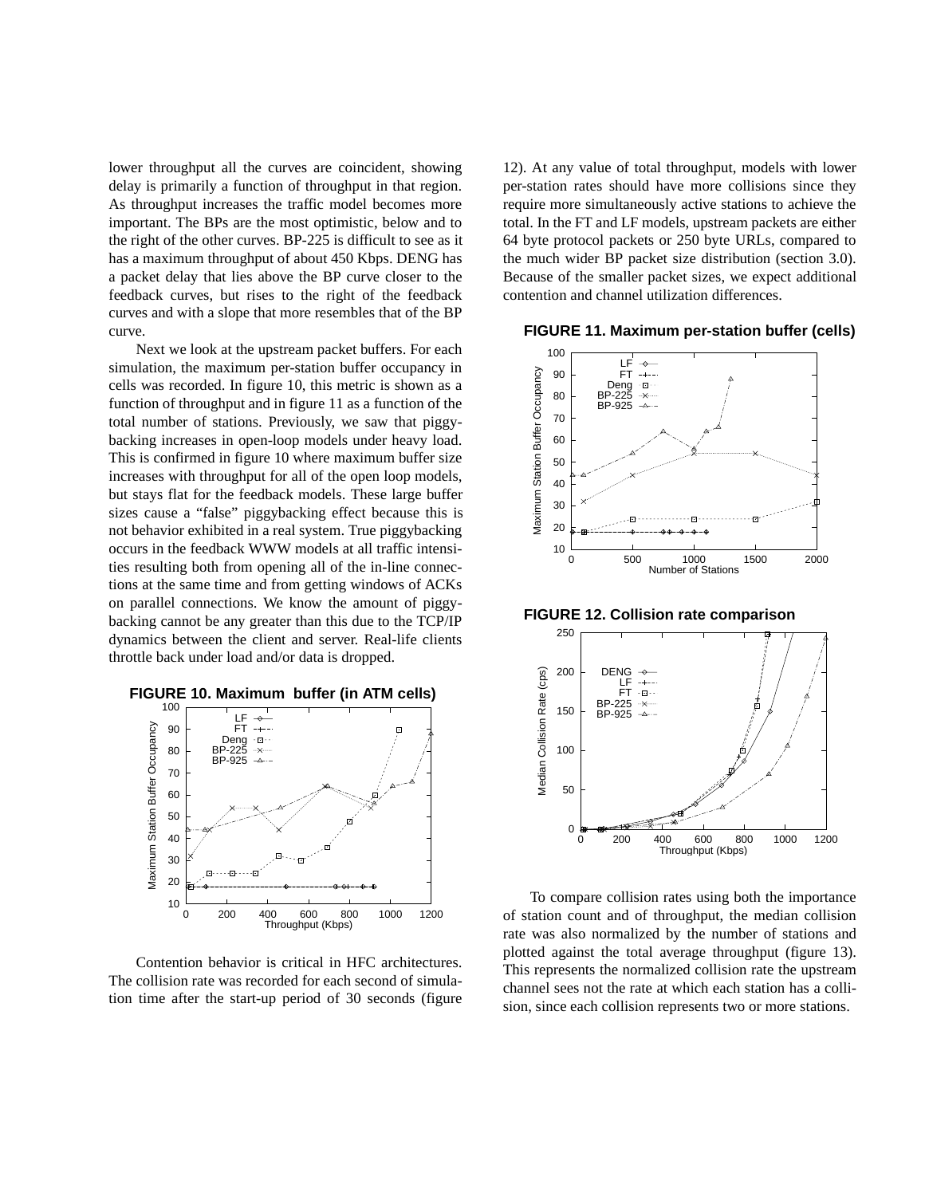lower throughput all the curves are coincident, showing delay is primarily a function of throughput in that region. As throughput increases the traffic model becomes more important. The BPs are the most optimistic, below and to the right of the other curves. BP-225 is difficult to see as it has a maximum throughput of about 450 Kbps. DENG has a packet delay that lies above the BP curve closer to the feedback curves, but rises to the right of the feedback curves and with a slope that more resembles that of the BP curve.

Next we look at the upstream packet buffers. For each simulation, the maximum per-station buffer occupancy in cells was recorded. In figure 10, this metric is shown as a function of throughput and in figure 11 as a function of the total number of stations. Previously, we saw that piggybacking increases in open-loop models under heavy load. This is confirmed in figure 10 where maximum buffer size increases with throughput for all of the open loop models, but stays flat for the feedback models. These large buffer sizes cause a "false" piggybacking effect because this is not behavior exhibited in a real system. True piggybacking occurs in the feedback WWW models at all traffic intensities resulting both from opening all of the in-line connections at the same time and from getting windows of ACKs on parallel connections. We know the amount of piggybacking cannot be any greater than this due to the TCP/IP dynamics between the client and server. Real-life clients throttle back under load and/or data is dropped.

**FIGURE 10. Maximum buffer (in ATM cells)**

Contention behavior is critical in HFC architectures. The collision rate was recorded for each second of simulation time after the start-up period of 30 seconds (figure 12). At any value of total throughput, models with lower per-station rates should have more collisions since they require more simultaneously active stations to achieve the total. In the FT and LF models, upstream packets are either 64 byte protocol packets or 250 byte URLs, compared to the much wider BP packet size distribution (section 3.0). Because of the smaller packet sizes, we expect additional contention and channel utilization differences.

**FIGURE 11. Maximum per-station buffer (cells)**

**FIGURE 12. Collision rate comparison**

To compare collision rates using both the importance of station count and of throughput, the median collision rate was also normalized by the number of stations and plotted against the total average throughput (figure 13). This represents the normalized collision rate the upstream channel sees not the rate at which each station has a collision, since each collision represents two or more stations.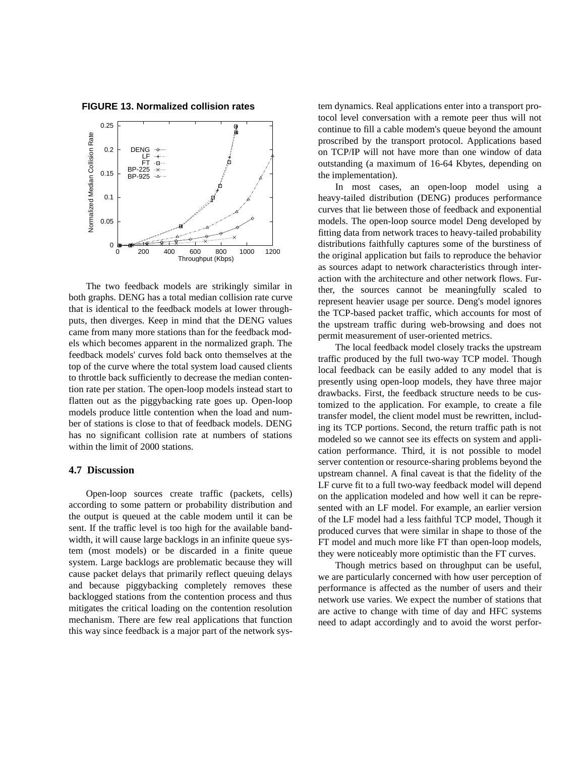**FIGURE 13. Normalized collision rates**

Normalized Median Collision Rate

0.25
0.2
0.15
0.1
0.05
0

0 200 400 600 800 1000 1200

Throughput (Kbps)

DENG
LF
FT
BP-225
BP-925

The two feedback models are strikingly similar in both graphs. DENG has a total median collision rate curve that is identical to the feedback models at lower throughputs, then diverges. Keep in mind that the DENG values came from many more stations than for the feedback models which becomes apparent in the normalized graph. The feedback models' curves fold back onto themselves at the top of the curve where the total system load caused clients to throttle back sufficiently to decrease the median contention rate per station. The open-loop models instead start to flatten out as the piggybacking rate goes up. Open-loop models produce little contention when the load and number of stations is close to that of feedback models. DENG has no significant collision rate at numbers of stations within the limit of 2000 stations.

## 4.7 Discussion

Open-loop sources create traffic (packets, cells) according to some pattern or probability distribution and the output is queued at the cable modem until it can be sent. If the traffic level is too high for the available bandwidth, it will cause large backlogs in an infinite queue system (most models) or be discarded in a finite queue system. Large backlogs are problematic because they will cause packet delays that primarily reflect queuing delays and because piggybacking completely removes these backlogged stations from the contention process and thus mitigates the critical loading on the contention resolution mechanism. There are few real applications that function this way since feedback is a major part of the network system dynamics. Real applications enter into a transport protocol level conversation with a remote peer thus will not continue to fill a cable modem's queue beyond the amount proscribed by the transport protocol. Applications based on TCP/IP will not have more than one window of data outstanding (a maximum of 16-64 Kbytes, depending on the implementation).

In most cases, an open-loop model using a heavy-tailed distribution (DENG) produces performance curves that lie between those of feedback and exponential models. The open-loop source model Deng developed by fitting data from network traces to heavy-tailed probability distributions faithfully captures some of the burstiness of the original application but fails to reproduce the behavior as sources adapt to network characteristics through interaction with the architecture and other network flows. Further, the sources cannot be meaningfully scaled to represent heavier usage per source. Deng's model ignores the TCP-based packet traffic, which accounts for most of the upstream traffic during web-browsing and does not permit measurement of user-oriented metrics.

The local feedback model closely tracks the upstream traffic produced by the full two-way TCP model. Though local feedback can be easily added to any model that is presently using open-loop models, they have three major drawbacks. First, the feedback structure needs to be customized to the application. For example, to create a file transfer model, the client model must be rewritten, including its TCP portions. Second, the return traffic path is not modeled so we cannot see its effects on system and application performance. Third, it is not possible to model server contention or resource-sharing problems beyond the upstream channel. A final caveat is that the fidelity of the LF curve fit to a full two-way feedback model will depend on the application modeled and how well it can be represented with an LF model. For example, an earlier version of the LF model had a less faithful TCP model, Though it produced curves that were similar in shape to those of the FT model and much more like FT than open-loop models, they were noticeably more optimistic than the FT curves.

Though metrics based on throughput can be useful, we are particularly concerned with how user perception of performance is affected as the number of users and their network use varies. We expect the number of stations that are active to change with time of day and HFC systems need to adapt accordingly and to avoid the worst perfor-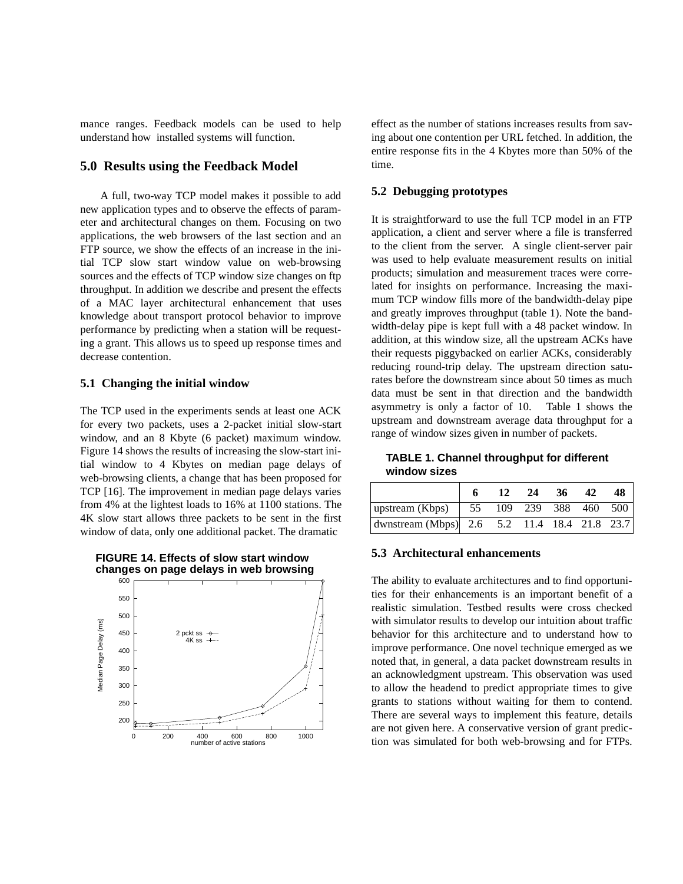mance ranges. Feedback models can be used to help understand how installed systems will function.

## 5.0 Results using the Feedback Model

A full, two-way TCP model makes it possible to add new application types and to observe the effects of parameter and architectural changes on them. Focusing on two applications, the web browsers of the last section and an FTP source, we show the effects of an increase in the initial TCP slow start window value on web-browsing sources and the effects of TCP window size changes on ftp throughput. In addition we describe and present the effects of a MAC layer architectural enhancement that uses knowledge about transport protocol behavior to improve performance by predicting when a station will be requesting a grant. This allows us to speed up response times and decrease contention.

### 5.1 Changing the initial window

The TCP used in the experiments sends at least one ACK for every two packets, uses a 2-packet initial slow-start window, and an 8 Kbyte (6 packet) maximum window. Figure 14 shows the results of increasing the slow-start initial window to 4 Kbytes on median page delays of web-browsing clients, a change that has been proposed for TCP [16]. The improvement in median page delays varies from 4% at the lightest loads to 16% at 1100 stations. The 4K slow start allows three packets to be sent in the first window of data, only one additional packet. The dramatic effect as the number of stations increases results from saving about one contention per URL fetched. In addition, the entire response fits in the 4 Kbytes more than 50% of the time.

**FIGURE 14. Effects of slow start window changes on page delays in web browsing**

### 5.2 Debugging prototypes

It is straightforward to use the full TCP model in an FTP application, a client and server where a file is transferred to the client from the server. A single client-server pair was used to help evaluate measurement results on initial products; simulation and measurement traces were correlated for insights on performance. Increasing the maximum TCP window fills more of the bandwidth-delay pipe and greatly improves throughput (table 1). Note the bandwidth-delay pipe is kept full with a 48 packet window. In addition, at this window size, all the upstream ACKs have their requests piggybacked on earlier ACKs, considerably reducing round-trip delay. The upstream direction saturates before the downstream since about 50 times as much data must be sent in that direction and the bandwidth asymmetry is only a factor of 10. Table 1 shows the upstream and downstream average data throughput for a range of window sizes given in number of packets.

**TABLE 1. Channel throughput for different window sizes**

| | 6 | 12 | 24 | 36 | 42 | 48 |
|---|---|---|---|---|---|---|
| upstream (Kbps) | 55 | 109 | 239 | 388 | 460 | 500 |
| dwnstream (Mbps) | 2.6 | 5.2 | 11.4 | 18.4 | 21.8 | 23.7 |

### 5.3 Architectural enhancements

The ability to evaluate architectures and to find opportunities for their enhancements is an important benefit of a realistic simulation. Testbed results were cross checked with simulator results to develop our intuition about traffic behavior for this architecture and to understand how to improve performance. One novel technique emerged as we noted that, in general, a data packet downstream results in an acknowledgment upstream. This observation was used to allow the headend to predict appropriate times to give grants to stations without waiting for them to contend. There are several ways to implement this feature, details are not given here. A conservative version of grant prediction was simulated for both web-browsing and for FTPs.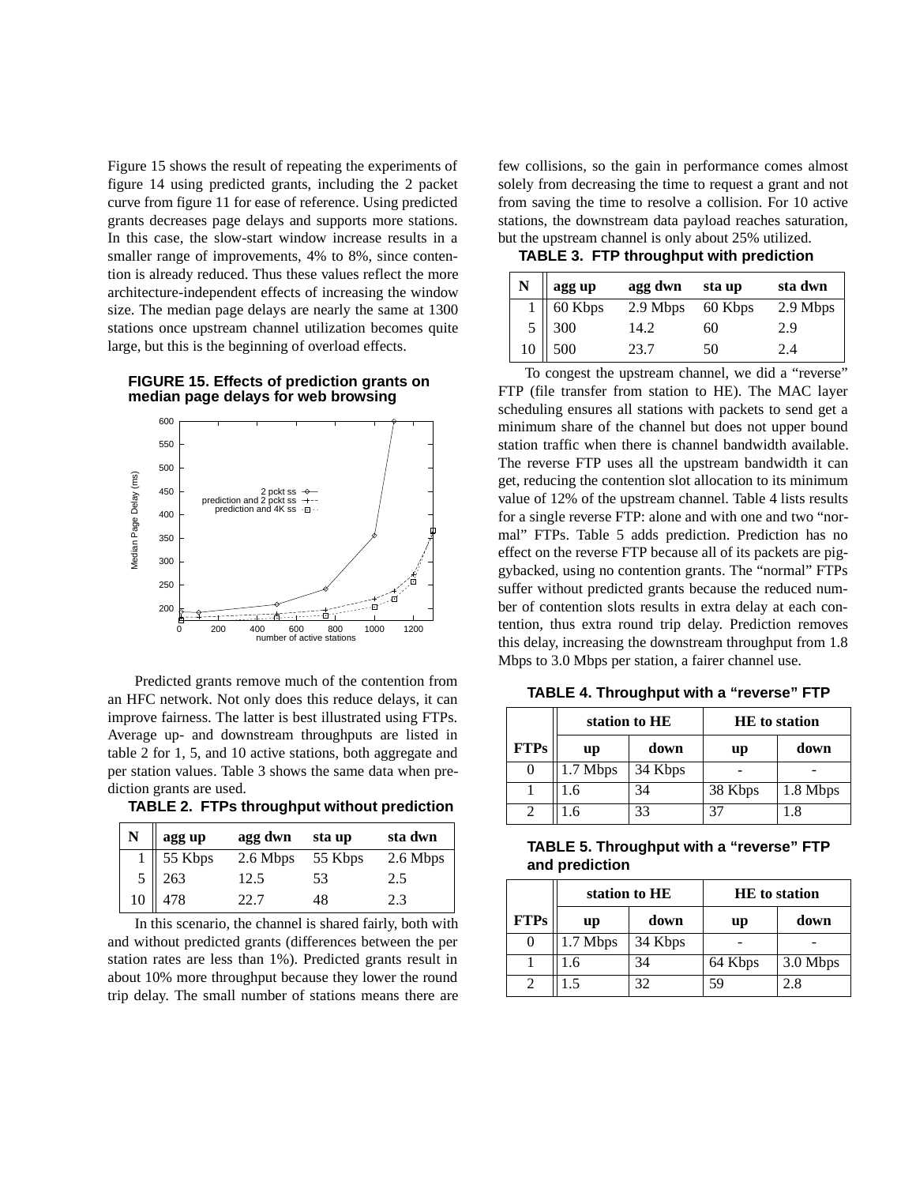Figure 15 shows the result of repeating the experiments of figure 14 using predicted grants, including the 2 packet curve from figure 11 for ease of reference. Using predicted grants decreases page delays and supports more stations. In this case, the slow-start window increase results in a smaller range of improvements, 4% to 8%, since contention is already reduced. Thus these values reflect the more architecture-independent effects of increasing the window size. The median page delays are nearly the same at 1300 stations once upstream channel utilization becomes quite large, but this is the beginning of overload effects.

**FIGURE 15. Effects of prediction grants on median page delays for web browsing**

Predicted grants remove much of the contention from an HFC network. Not only does this reduce delays, it can improve fairness. The latter is best illustrated using FTPs. Average up- and downstream throughputs are listed in table 2 for 1, 5, and 10 active stations, both aggregate and per station values. Table 3 shows the same data when prediction grants are used.

**TABLE 2. FTPs throughput without prediction**

| N | agg up | agg dwn | sta up | sta dwn |
|---|---|---|---|---|
| 1 | 55 Kbps | 2.6 Mbps | 55 Kbps | 2.6 Mbps |
| 5 | 263 | 12.5 | 53 | 2.5 |
| 10 | 478 | 22.7 | 48 | 2.3 |

In this scenario, the channel is shared fairly, both with and without predicted grants (differences between the per station rates are less than 1%). Predicted grants result in about 10% more throughput because they lower the round trip delay. The small number of stations means there are few collisions, so the gain in performance comes almost solely from decreasing the time to request a grant and not from saving the time to resolve a collision. For 10 active stations, the downstream data payload reaches saturation, but the upstream channel is only about 25% utilized.

**TABLE 3. FTP throughput with prediction**

| N | agg up | agg dwn | sta up | sta dwn |
|---|---|---|---|---|
| 1 | 60 Kbps | 2.9 Mbps | 60 Kbps | 2.9 Mbps |
| 5 | 300 | 14.2 | 60 | 2.9 |
| 10 | 500 | 23.7 | 50 | 2.4 |

To congest the upstream channel, we did a "reverse" FTP (file transfer from station to HE). The MAC layer scheduling ensures all stations with packets to send get a minimum share of the channel but does not upper bound station traffic when there is channel bandwidth available. The reverse FTP uses all the upstream bandwidth it can get, reducing the contention slot allocation to its minimum value of 12% of the upstream channel. Table 4 lists results for a single reverse FTP: alone and with one and two "normal" FTPs. Table 5 adds prediction. Prediction has no effect on the reverse FTP because all of its packets are piggybacked, using no contention grants. The "normal" FTPs suffer without predicted grants because the reduced number of contention slots results in extra delay at each contention, thus extra round trip delay. Prediction removes this delay, increasing the downstream throughput from 1.8 Mbps to 3.0 Mbps per station, a fairer channel use.

**TABLE 4. Throughput with a "reverse" FTP**

| | station to HE | | HE to station | |
|---|---|---|---|---|
| **FTPs** | **up** | **down** | **up** | **down** |
| 0 | 1.7 Mbps | 34 Kbps | - | - |
| 1 | 1.6 | 34 | 38 Kbps | 1.8 Mbps |
| 2 | 1.6 | 33 | 37 | 1.8 |

**TABLE 5. Throughput with a "reverse" FTP and prediction**

| | station to HE | | HE to station | |
|---|---|---|---|---|
| **FTPs** | **up** | **down** | **up** | **down** |
| 0 | 1.7 Mbps | 34 Kbps | - | - |
| 1 | 1.6 | 34 | 64 Kbps | 3.0 Mbps |
| 2 | 1.5 | 32 | 59 | 2.8 |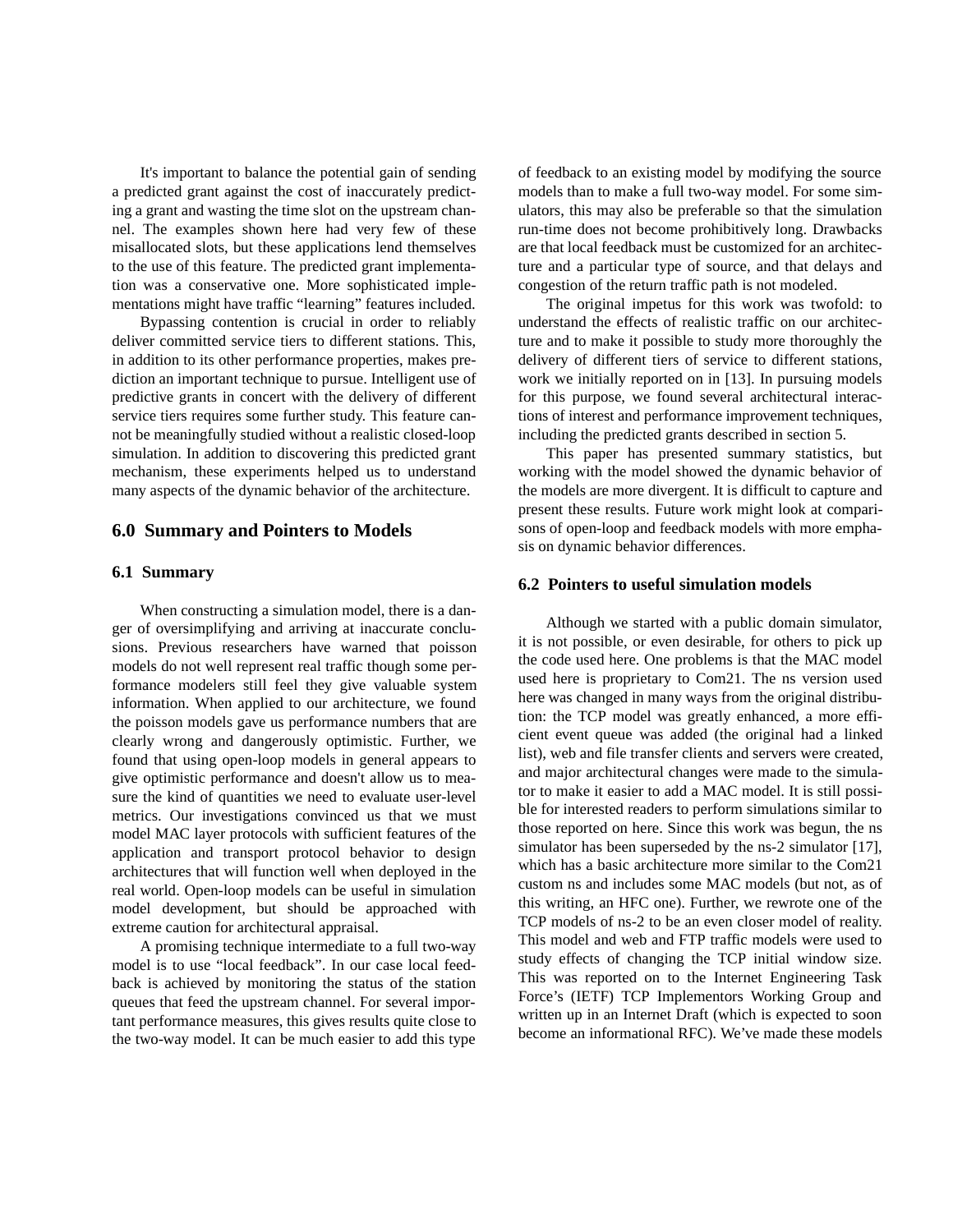It's important to balance the potential gain of sending a predicted grant against the cost of inaccurately predicting a grant and wasting the time slot on the upstream channel. The examples shown here had very few of these misallocated slots, but these applications lend themselves to the use of this feature. The predicted grant implementation was a conservative one. More sophisticated implementations might have traffic "learning" features included.

Bypassing contention is crucial in order to reliably deliver committed service tiers to different stations. This, in addition to its other performance properties, makes prediction an important technique to pursue. Intelligent use of predictive grants in concert with the delivery of different service tiers requires some further study. This feature cannot be meaningfully studied without a realistic closed-loop simulation. In addition to discovering this predicted grant mechanism, these experiments helped us to understand many aspects of the dynamic behavior of the architecture.

## 6.0 Summary and Pointers to Models

### 6.1 Summary

When constructing a simulation model, there is a danger of oversimplifying and arriving at inaccurate conclusions. Previous researchers have warned that poisson models do not well represent real traffic though some performance modelers still feel they give valuable system information. When applied to our architecture, we found the poisson models gave us performance numbers that are clearly wrong and dangerously optimistic. Further, we found that using open-loop models in general appears to give optimistic performance and doesn't allow us to measure the kind of quantities we need to evaluate user-level metrics. Our investigations convinced us that we must model MAC layer protocols with sufficient features of the application and transport protocol behavior to design architectures that will function well when deployed in the real world. Open-loop models can be useful in simulation model development, but should be approached with extreme caution for architectural appraisal.

A promising technique intermediate to a full two-way model is to use "local feedback". In our case local feedback is achieved by monitoring the status of the station queues that feed the upstream channel. For several important performance measures, this gives results quite close to the two-way model. It can be much easier to add this type of feedback to an existing model by modifying the source models than to make a full two-way model. For some simulators, this may also be preferable so that the simulation run-time does not become prohibitively long. Drawbacks are that local feedback must be customized for an architecture and a particular type of source, and that delays and congestion of the return traffic path is not modeled.

The original impetus for this work was twofold: to understand the effects of realistic traffic on our architecture and to make it possible to study more thoroughly the delivery of different tiers of service to different stations, work we initially reported on in [13]. In pursuing models for this purpose, we found several architectural interactions of interest and performance improvement techniques, including the predicted grants described in section 5.

This paper has presented summary statistics, but working with the model showed the dynamic behavior of the models are more divergent. It is difficult to capture and present these results. Future work might look at comparisons of open-loop and feedback models with more emphasis on dynamic behavior differences.

### 6.2 Pointers to useful simulation models

Although we started with a public domain simulator, it is not possible, or even desirable, for others to pick up the code used here. One problems is that the MAC model used here is proprietary to Com21. The ns version used here was changed in many ways from the original distribution: the TCP model was greatly enhanced, a more efficient event queue was added (the original had a linked list), web and file transfer clients and servers were created, and major architectural changes were made to the simulator to make it easier to add a MAC model. It is still possible for interested readers to perform simulations similar to those reported on here. Since this work was begun, the ns simulator has been superseded by the ns-2 simulator [17], which has a basic architecture more similar to the Com21 custom ns and includes some MAC models (but not, as of this writing, an HFC one). Further, we rewrote one of the TCP models of ns-2 to be an even closer model of reality. This model and web and FTP traffic models were used to study effects of changing the TCP initial window size. This was reported on to the Internet Engineering Task Force's (IETF) TCP Implementors Working Group and written up in an Internet Draft (which is expected to soon become an informational RFC). We've made these models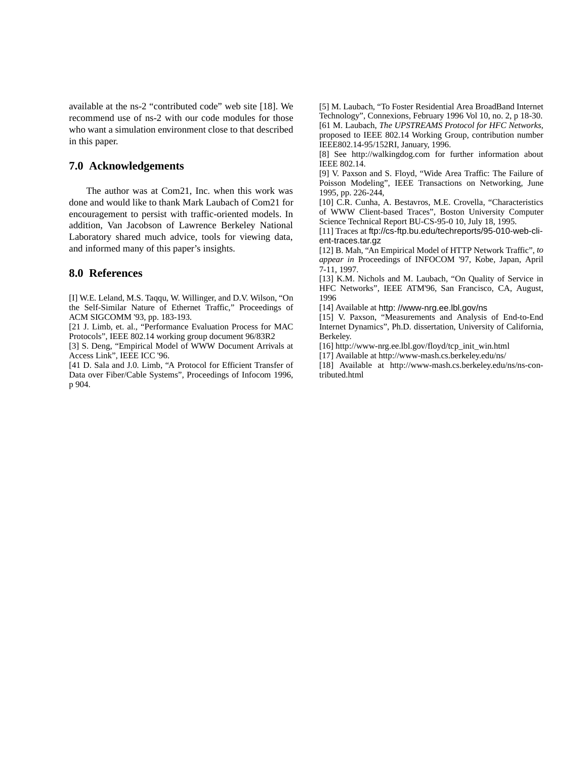available at the ns-2 "contributed code" web site [18]. We recommend use of ns-2 with our code modules for those who want a simulation environment close to that described in this paper.

## 7.0 Acknowledgements

The author was at Com21, Inc. when this work was done and would like to thank Mark Laubach of Com21 for encouragement to persist with traffic-oriented models. In addition, Van Jacobson of Lawrence Berkeley National Laboratory shared much advice, tools for viewing data, and informed many of this paper's insights.

## 8.0 References

[I] W.E. Leland, M.S. Taqqu, W. Willinger, and D.V. Wilson, "On the Self-Similar Nature of Ethernet Traffic," Proceedings of ACM SIGCOMM '93, pp. 183-193.

[21 J. Limb, et. al., "Performance Evaluation Process for MAC Protocols", IEEE 802.14 working group document 96/83R2

[3] S. Deng, "Empirical Model of WWW Document Arrivals at Access Link", IEEE ICC '96.

[41 D. Sala and J.0. Limb, "A Protocol for Efficient Transfer of Data over Fiber/Cable Systems", Proceedings of Infocom 1996, p 904.

[5] M. Laubach, "To Foster Residential Area BroadBand Internet Technology", Connexions, February 1996 Vol 10, no. 2, p 18-30.

[61 M. Laubach, *The UPSTREAMS Protocol for HFC Networks*, proposed to IEEE 802.14 Working Group, contribution number IEEE802.14-95/152RI, January, 1996.

[8] See http://walkingdog.com for further information about IEEE 802.14.

[9] V. Paxson and S. Floyd, "Wide Area Traffic: The Failure of Poisson Modeling", IEEE Transactions on Networking, June 1995, pp. 226-244,

[10] C.R. Cunha, A. Bestavros, M.E. Crovella, "Characteristics of WWW Client-based Traces", Boston University Computer Science Technical Report BU-CS-95-0 10, July 18, 1995.

[11] Traces at ftp://cs-ftp.bu.edu/techreports/95-010-web-client-traces.tar.gz

[12] B. Mah, "An Empirical Model of HTTP Network Traffic", *to appear in* Proceedings of INFOCOM '97, Kobe, Japan, April 7-11, 1997.

[13] K.M. Nichols and M. Laubach, "On Quality of Service in HFC Networks", IEEE ATM'96, San Francisco, CA, August, 1996

[14] Available at http: //www-nrg.ee.lbl.gov/ns

[15] V. Paxson, "Measurements and Analysis of End-to-End Internet Dynamics", Ph.D. dissertation, University of California, Berkeley.

[16] http://www-nrg.ee.lbl.gov/floyd/tcp_init_win.html

[17] Available at http://www-mash.cs.berkeley.edu/ns/

[18] Available at http://www-mash.cs.berkeley.edu/ns/ns-contributed.html